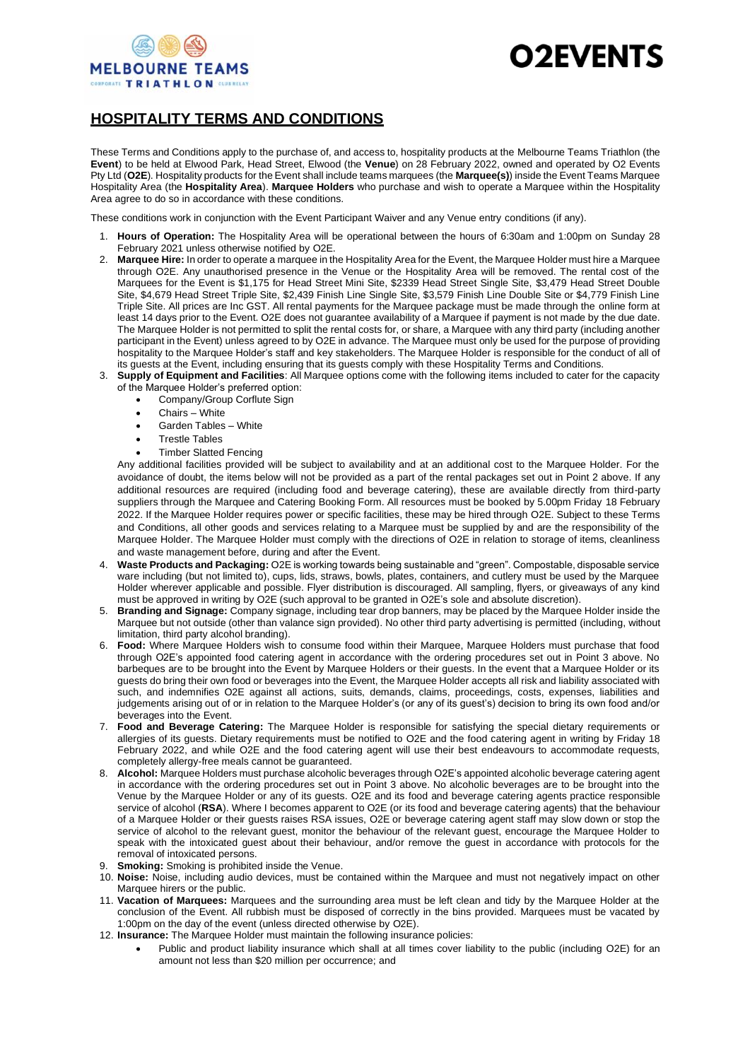## HOSPITALITY TERMS AND CONDITIONS

These Terms and Conditions apply to the purchase of, and access to, hospitality products at the Melbourne Teams Triathlon (the **Event**) to be held at Elwood Park, Head Street, Elwood (the **Venue**) on 28 February 2022, owned and operated by O2 Events Pty Ltd (**O2E**). Hospitality products for the Event shall include teams marquees (the **Marquee(s)**) inside the Event Teams Marquee Hospitality Area (the **Hospitality Area**). **Marquee Holders** who purchase and wish to operate a Marquee within the Hospitality Area agree to do so in accordance with these conditions.

These conditions work in conjunction with the Event Participant Waiver and any Venue entry conditions (if any).

1. **Hours of Operation:** The Hospitality Area will be operational between the hours of 6:30am and 1:00pm on Sunday 28 February 2021 unless otherwise notified by O2E.
2. **Marquee Hire:** In order to operate a marquee in the Hospitality Area for the Event, the Marquee Holder must hire a Marquee through O2E. Any unauthorised presence in the Venue or the Hospitality Area will be removed. The rental cost of the Marquees for the Event is $1,175 for Head Street Mini Site, $2339 Head Street Single Site, $3,479 Head Street Double Site, $4,679 Head Street Triple Site, $2,439 Finish Line Single Site, $3,579 Finish Line Double Site or $4,779 Finish Line Triple Site. All prices are Inc GST. All rental payments for the Marquee package must be made through the online form at least 14 days prior to the Event. O2E does not guarantee availability of a Marquee if payment is not made by the due date. The Marquee Holder is not permitted to split the rental costs for, or share, a Marquee with any third party (including another participant in the Event) unless agreed to by O2E in advance. The Marquee must only be used for the purpose of providing hospitality to the Marquee Holder's staff and key stakeholders. The Marquee Holder is responsible for the conduct of all of its guests at the Event, including ensuring that its guests comply with these Hospitality Terms and Conditions.
3. **Supply of Equipment and Facilities**: All Marquee options come with the following items included to cater for the capacity of the Marquee Holder's preferred option:
   - Company/Group Corflute Sign
   - Chairs – White
   - Garden Tables – White
   - Trestle Tables
   - Timber Slatted Fencing

   Any additional facilities provided will be subject to availability and at an additional cost to the Marquee Holder. For the avoidance of doubt, the items below will not be provided as a part of the rental packages set out in Point 2 above. If any additional resources are required (including food and beverage catering), these are available directly from third-party suppliers through the Marquee and Catering Booking Form. All resources must be booked by 5.00pm Friday 18 February 2022. If the Marquee Holder requires power or specific facilities, these may be hired through O2E. Subject to these Terms and Conditions, all other goods and services relating to a Marquee must be supplied by and are the responsibility of the Marquee Holder. The Marquee Holder must comply with the directions of O2E in relation to storage of items, cleanliness and waste management before, during and after the Event.
4. **Waste Products and Packaging:** O2E is working towards being sustainable and "green". Compostable, disposable service ware including (but not limited to), cups, lids, straws, bowls, plates, containers, and cutlery must be used by the Marquee Holder wherever applicable and possible. Flyer distribution is discouraged. All sampling, flyers, or giveaways of any kind must be approved in writing by O2E (such approval to be granted in O2E's sole and absolute discretion).
5. **Branding and Signage:** Company signage, including tear drop banners, may be placed by the Marquee Holder inside the Marquee but not outside (other than valance sign provided). No other third party advertising is permitted (including, without limitation, third party alcohol branding).
6. **Food:** Where Marquee Holders wish to consume food within their Marquee, Marquee Holders must purchase that food through O2E's appointed food catering agent in accordance with the ordering procedures set out in Point 3 above. No barbeques are to be brought into the Event by Marquee Holders or their guests. In the event that a Marquee Holder or its guests do bring their own food or beverages into the Event, the Marquee Holder accepts all risk and liability associated with such, and indemnifies O2E against all actions, suits, demands, claims, proceedings, costs, expenses, liabilities and judgements arising out of or in relation to the Marquee Holder's (or any of its guest's) decision to bring its own food and/or beverages into the Event.
7. **Food and Beverage Catering:** The Marquee Holder is responsible for satisfying the special dietary requirements or allergies of its guests. Dietary requirements must be notified to O2E and the food catering agent in writing by Friday 18 February 2022, and while O2E and the food catering agent will use their best endeavours to accommodate requests, completely allergy-free meals cannot be guaranteed.
8. **Alcohol:** Marquee Holders must purchase alcoholic beverages through O2E's appointed alcoholic beverage catering agent in accordance with the ordering procedures set out in Point 3 above. No alcoholic beverages are to be brought into the Venue by the Marquee Holder or any of its guests. O2E and its food and beverage catering agents practice responsible service of alcohol (**RSA**). Where I becomes apparent to O2E (or its food and beverage catering agents) that the behaviour of a Marquee Holder or their guests raises RSA issues, O2E or beverage catering agent staff may slow down or stop the service of alcohol to the relevant guest, monitor the behaviour of the relevant guest, encourage the Marquee Holder to speak with the intoxicated guest about their behaviour, and/or remove the guest in accordance with protocols for the removal of intoxicated persons.
9. **Smoking:** Smoking is prohibited inside the Venue.
10. **Noise:** Noise, including audio devices, must be contained within the Marquee and must not negatively impact on other Marquee hirers or the public.
11. **Vacation of Marquees:** Marquees and the surrounding area must be left clean and tidy by the Marquee Holder at the conclusion of the Event. All rubbish must be disposed of correctly in the bins provided. Marquees must be vacated by 1:00pm on the day of the event (unless directed otherwise by O2E).
12. **Insurance:** The Marquee Holder must maintain the following insurance policies:
    - Public and product liability insurance which shall at all times cover liability to the public (including O2E) for an amount not less than $20 million per occurrence; and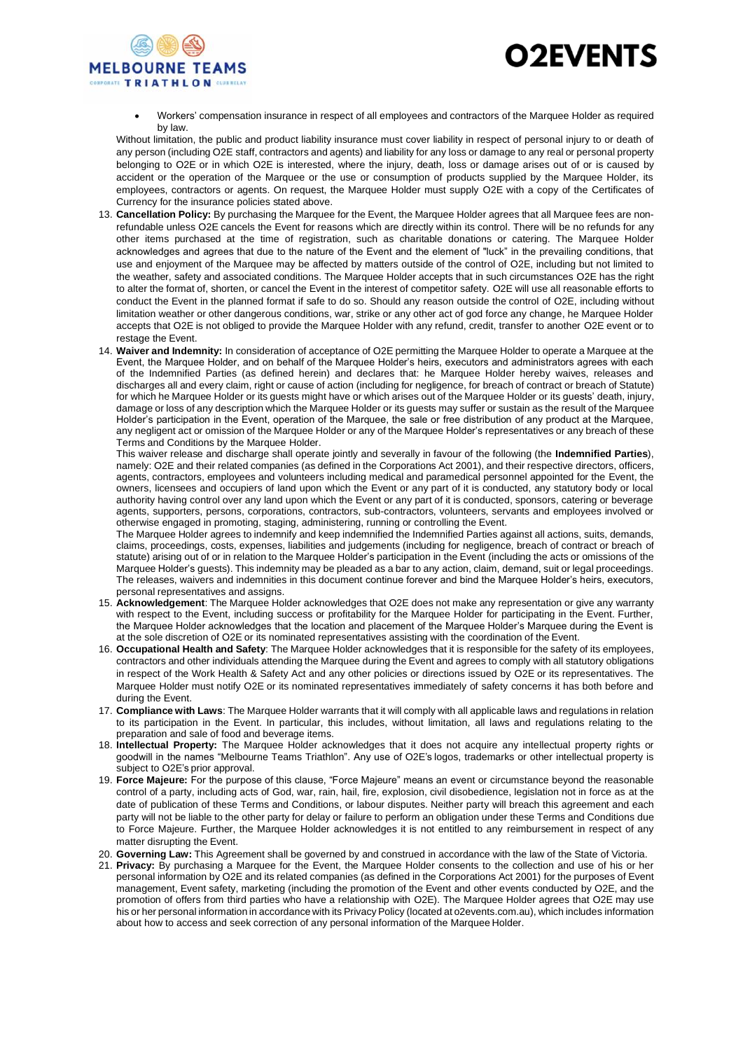- Workers' compensation insurance in respect of all employees and contractors of the Marquee Holder as required by law.

Without limitation, the public and product liability insurance must cover liability in respect of personal injury to or death of any person (including O2E staff, contractors and agents) and liability for any loss or damage to any real or personal property belonging to O2E or in which O2E is interested, where the injury, death, loss or damage arises out of or is caused by accident or the operation of the Marquee or the use or consumption of products supplied by the Marquee Holder, its employees, contractors or agents. On request, the Marquee Holder must supply O2E with a copy of the Certificates of Currency for the insurance policies stated above.

13. **Cancellation Policy:** By purchasing the Marquee for the Event, the Marquee Holder agrees that all Marquee fees are non-refundable unless O2E cancels the Event for reasons which are directly within its control. There will be no refunds for any other items purchased at the time of registration, such as charitable donations or catering. The Marquee Holder acknowledges and agrees that due to the nature of the Event and the element of "luck" in the prevailing conditions, that use and enjoyment of the Marquee may be affected by matters outside of the control of O2E, including but not limited to the weather, safety and associated conditions. The Marquee Holder accepts that in such circumstances O2E has the right to alter the format of, shorten, or cancel the Event in the interest of competitor safety. O2E will use all reasonable efforts to conduct the Event in the planned format if safe to do so. Should any reason outside the control of O2E, including without limitation weather or other dangerous conditions, war, strike or any other act of god force any change, he Marquee Holder accepts that O2E is not obliged to provide the Marquee Holder with any refund, credit, transfer to another O2E event or to restage the Event.
14. **Waiver and Indemnity:** In consideration of acceptance of O2E permitting the Marquee Holder to operate a Marquee at the Event, the Marquee Holder, and on behalf of the Marquee Holder's heirs, executors and administrators agrees with each of the Indemnified Parties (as defined herein) and declares that: he Marquee Holder hereby waives, releases and discharges all and every claim, right or cause of action (including for negligence, for breach of contract or breach of Statute) for which he Marquee Holder or its guests might have or which arises out of the Marquee Holder or its guests' death, injury, damage or loss of any description which the Marquee Holder or its guests may suffer or sustain as the result of the Marquee Holder's participation in the Event, operation of the Marquee, the sale or free distribution of any product at the Marquee, any negligent act or omission of the Marquee Holder or any of the Marquee Holder's representatives or any breach of these Terms and Conditions by the Marquee Holder.

    This waiver release and discharge shall operate jointly and severally in favour of the following (the **Indemnified Parties**), namely: O2E and their related companies (as defined in the Corporations Act 2001), and their respective directors, officers, agents, contractors, employees and volunteers including medical and paramedical personnel appointed for the Event, the owners, licensees and occupiers of land upon which the Event or any part of it is conducted, any statutory body or local authority having control over any land upon which the Event or any part of it is conducted, sponsors, catering or beverage agents, supporters, persons, corporations, contractors, sub-contractors, volunteers, servants and employees involved or otherwise engaged in promoting, staging, administering, running or controlling the Event.

    The Marquee Holder agrees to indemnify and keep indemnified the Indemnified Parties against all actions, suits, demands, claims, proceedings, costs, expenses, liabilities and judgements (including for negligence, breach of contract or breach of statute) arising out of or in relation to the Marquee Holder's participation in the Event (including the acts or omissions of the Marquee Holder's guests). This indemnity may be pleaded as a bar to any action, claim, demand, suit or legal proceedings. The releases, waivers and indemnities in this document continue forever and bind the Marquee Holder's heirs, executors, personal representatives and assigns.
15. **Acknowledgement**: The Marquee Holder acknowledges that O2E does not make any representation or give any warranty with respect to the Event, including success or profitability for the Marquee Holder for participating in the Event. Further, the Marquee Holder acknowledges that the location and placement of the Marquee Holder's Marquee during the Event is at the sole discretion of O2E or its nominated representatives assisting with the coordination of the Event.
16. **Occupational Health and Safety**: The Marquee Holder acknowledges that it is responsible for the safety of its employees, contractors and other individuals attending the Marquee during the Event and agrees to comply with all statutory obligations in respect of the Work Health & Safety Act and any other policies or directions issued by O2E or its representatives. The Marquee Holder must notify O2E or its nominated representatives immediately of safety concerns it has both before and during the Event.
17. **Compliance with Laws**: The Marquee Holder warrants that it will comply with all applicable laws and regulations in relation to its participation in the Event. In particular, this includes, without limitation, all laws and regulations relating to the preparation and sale of food and beverage items.
18. **Intellectual Property:** The Marquee Holder acknowledges that it does not acquire any intellectual property rights or goodwill in the names "Melbourne Teams Triathlon". Any use of O2E's logos, trademarks or other intellectual property is subject to O2E's prior approval.
19. **Force Majeure:** For the purpose of this clause, "Force Majeure" means an event or circumstance beyond the reasonable control of a party, including acts of God, war, rain, hail, fire, explosion, civil disobedience, legislation not in force as at the date of publication of these Terms and Conditions, or labour disputes. Neither party will breach this agreement and each party will not be liable to the other party for delay or failure to perform an obligation under these Terms and Conditions due to Force Majeure. Further, the Marquee Holder acknowledges it is not entitled to any reimbursement in respect of any matter disrupting the Event.
20. **Governing Law:** This Agreement shall be governed by and construed in accordance with the law of the State of Victoria.
21. **Privacy:** By purchasing a Marquee for the Event, the Marquee Holder consents to the collection and use of his or her personal information by O2E and its related companies (as defined in the Corporations Act 2001) for the purposes of Event management, Event safety, marketing (including the promotion of the Event and other events conducted by O2E, and the promotion of offers from third parties who have a relationship with O2E). The Marquee Holder agrees that O2E may use his or her personal information in accordance with its Privacy Policy (located at o2events.com.au), which includes information about how to access and seek correction of any personal information of the Marquee Holder.